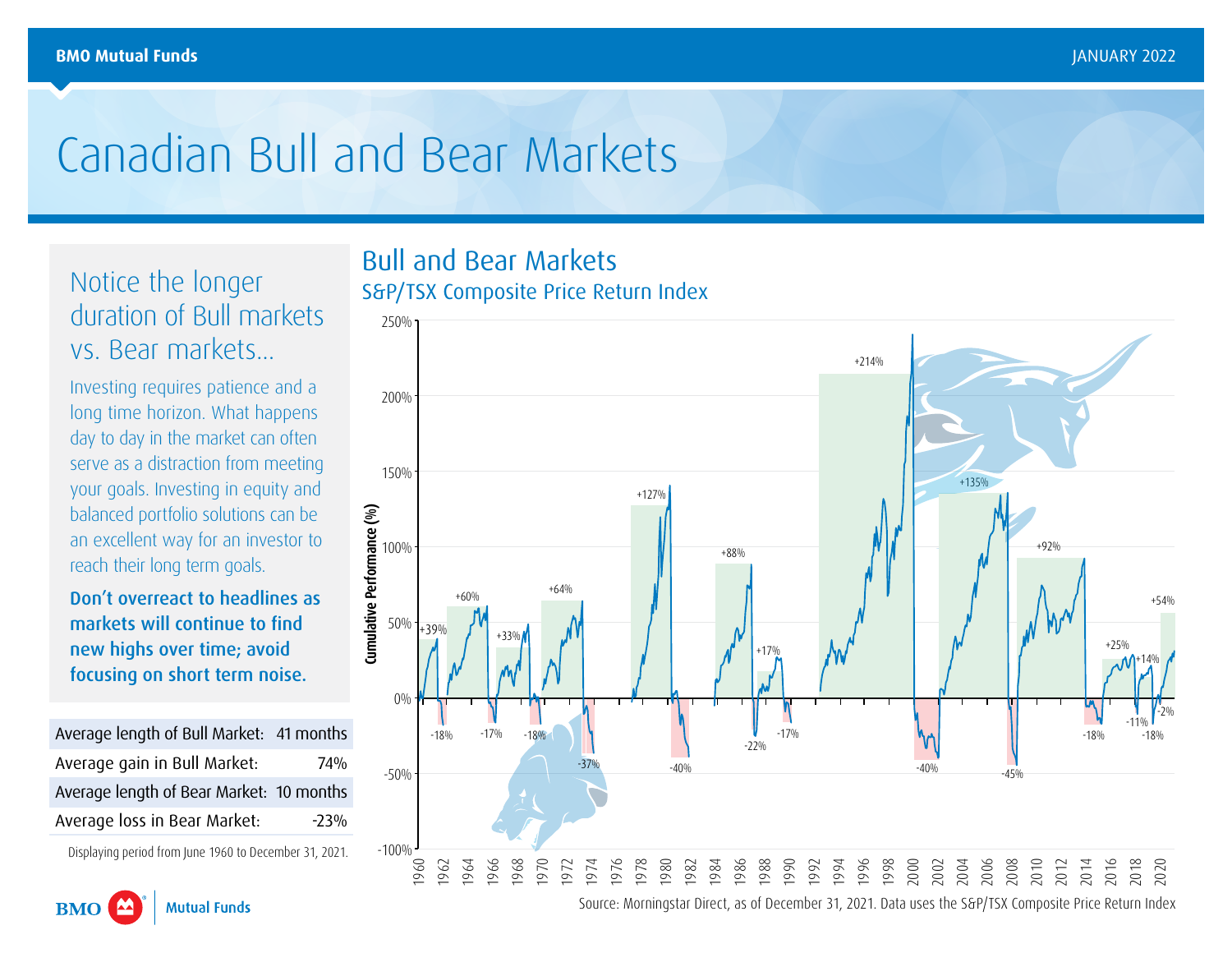# Canadian Bull and Bear Markets

## Notice the longer duration of Bull markets vs. Bear markets...

Investing requires patience and a long time horizon. What happens day to day in the market can often serve as a distraction from meeting your goals. Investing in equity and balanced portfolio solutions can be an excellent way for an investor to reach their long term goals.

**Don't overreact to headlines as markets will continue to find new highs over time; avoid focusing on short term noise.**

| | |
|---|---|
| Average length of Bull Market: | 41 months |
| Average gain in Bull Market: | 74% |
| Average length of Bear Market: | 10 months |
| Average loss in Bear Market: | -23% |

Displaying period from June 1960 to December 31, 2021.

## Bull and Bear Markets

### S&P/TSX Composite Price Return Index

Bull markets: +39%, +60%, +33%, +64%, +127%, +88%, +17%, +214%, +135%, +92%, +25%, +14%, +54%

Bear markets: -18%, -17%, -18%, -37%, -40%, -22%, -17%, -40%, -45%, -18%, -11%, -18%, -2%

Cumulative Performance (%), 1960–2020

Source: Morningstar Direct, as of December 31, 2021. Data uses the S&P/TSX Composite Price Return Index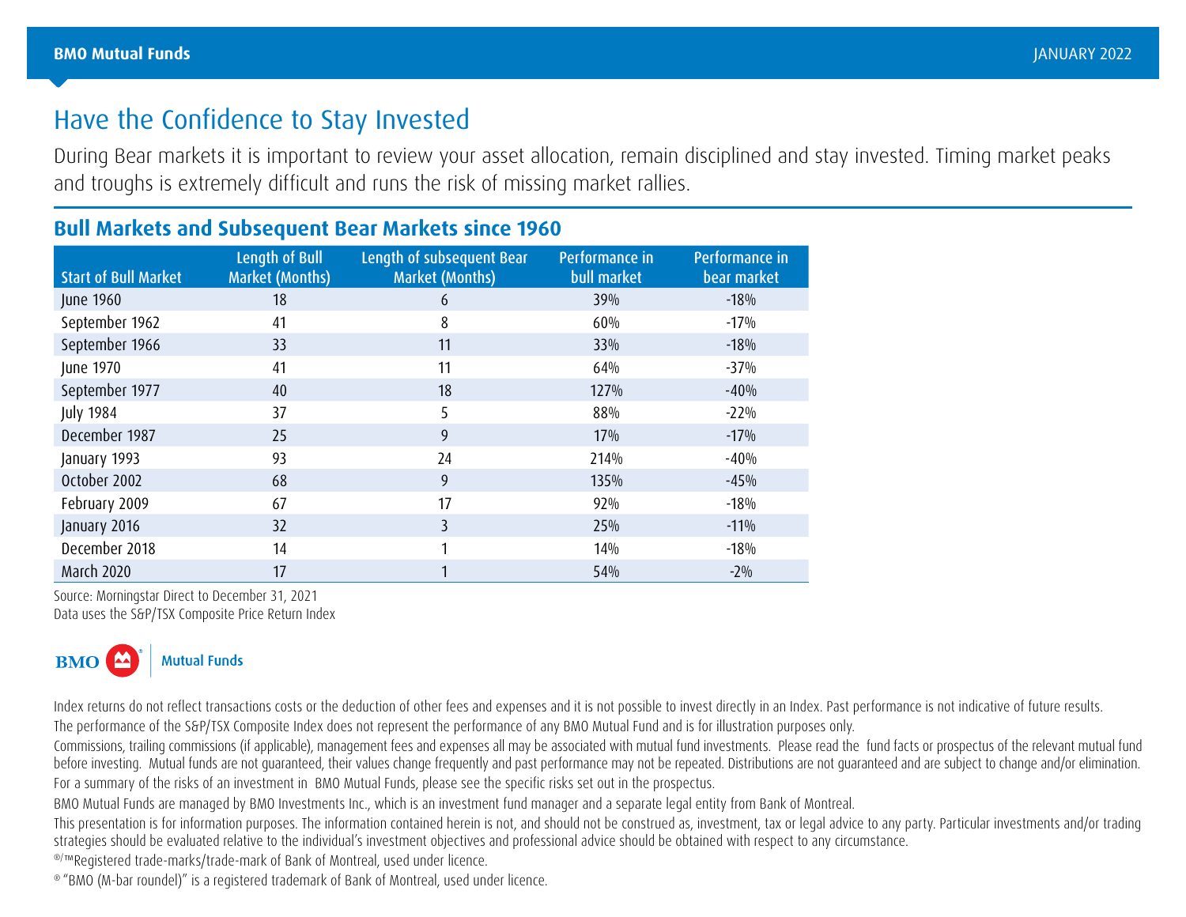# Have the Confidence to Stay Invested

During Bear markets it is important to review your asset allocation, remain disciplined and stay invested. Timing market peaks and troughs is extremely difficult and runs the risk of missing market rallies.

## Bull Markets and Subsequent Bear Markets since 1960

| Start of Bull Market | Length of Bull Market (Months) | Length of subsequent Bear Market (Months) | Performance in bull market | Performance in bear market |
|---|---|---|---|---|
| June 1960 | 18 | 6 | 39% | -18% |
| September 1962 | 41 | 8 | 60% | -17% |
| September 1966 | 33 | 11 | 33% | -18% |
| June 1970 | 41 | 11 | 64% | -37% |
| September 1977 | 40 | 18 | 127% | -40% |
| July 1984 | 37 | 5 | 88% | -22% |
| December 1987 | 25 | 9 | 17% | -17% |
| January 1993 | 93 | 24 | 214% | -40% |
| October 2002 | 68 | 9 | 135% | -45% |
| February 2009 | 67 | 17 | 92% | -18% |
| January 2016 | 32 | 3 | 25% | -11% |
| December 2018 | 14 | 1 | 14% | -18% |
| March 2020 | 17 | 1 | 54% | -2% |

Source: Morningstar Direct to December 31, 2021
Data uses the S&P/TSX Composite Price Return Index

BMO Mutual Funds

Index returns do not reflect transactions costs or the deduction of other fees and expenses and it is not possible to invest directly in an Index. Past performance is not indicative of future results.

The performance of the S&P/TSX Composite Index does not represent the performance of any BMO Mutual Fund and is for illustration purposes only.

Commissions, trailing commissions (if applicable), management fees and expenses all may be associated with mutual fund investments. Please read the fund facts or prospectus of the relevant mutual fund before investing. Mutual funds are not guaranteed, their values change frequently and past performance may not be repeated. Distributions are not guaranteed and are subject to change and/or elimination.

For a summary of the risks of an investment in BMO Mutual Funds, please see the specific risks set out in the prospectus.

BMO Mutual Funds are managed by BMO Investments Inc., which is an investment fund manager and a separate legal entity from Bank of Montreal.

This presentation is for information purposes. The information contained herein is not, and should not be construed as, investment, tax or legal advice to any party. Particular investments and/or trading strategies should be evaluated relative to the individual's investment objectives and professional advice should be obtained with respect to any circumstance.

®/™Registered trade-marks/trade-mark of Bank of Montreal, used under licence.

® "BMO (M-bar roundel)" is a registered trademark of Bank of Montreal, used under licence.